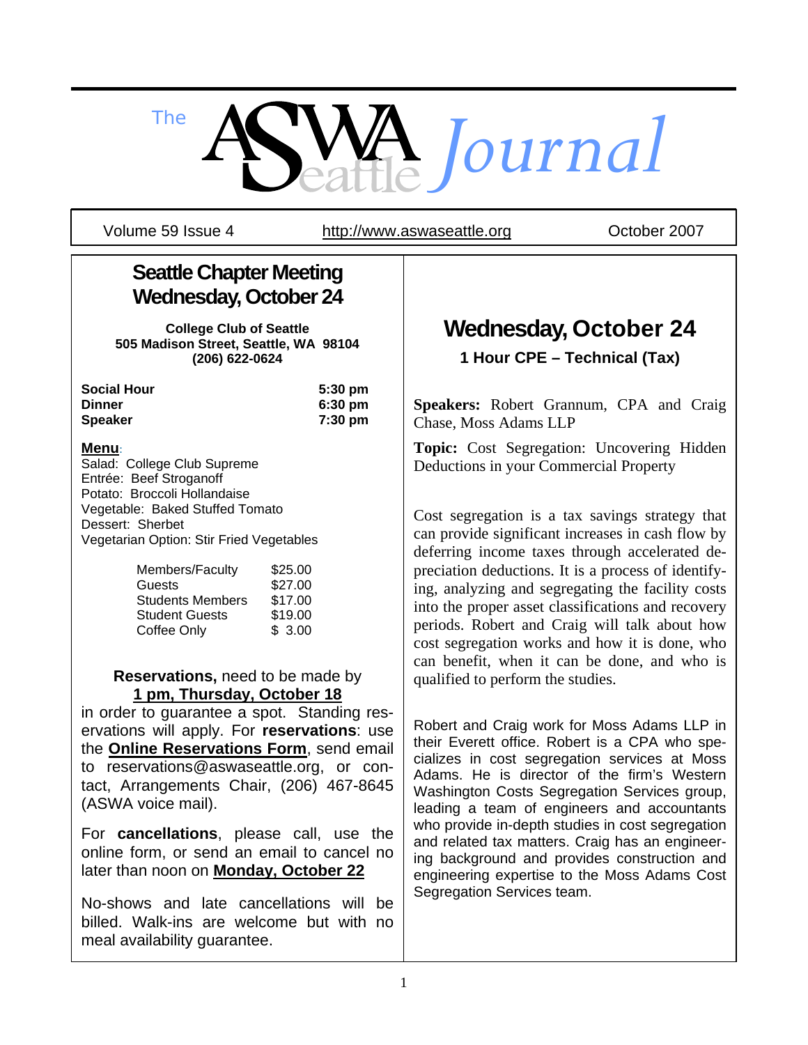# The ASWA Seattle Journal

Volume 59 Issue 4 | http://www.aswaseattle.org | October 2007

## Seattle Chapter Meeting Wednesday, October 24

**College Club of Seattle**
**505 Madison Street, Seattle, WA 98104**
**(206) 622-0624**

| | |
|---|---|
| **Social Hour** | **5:30 pm** |
| **Dinner** | **6:30 pm** |
| **Speaker** | **7:30 pm** |

**Menu**:
Salad: College Club Supreme
Entrée: Beef Stroganoff
Potato: Broccoli Hollandaise
Vegetable: Baked Stuffed Tomato
Dessert: Sherbet
Vegetarian Option: Stir Fried Vegetables

| | |
|---|---|
| Members/Faculty | $25.00 |
| Guests | $27.00 |
| Students Members | $17.00 |
| Student Guests | $19.00 |
| Coffee Only | $ 3.00 |

**Reservations,** need to be made by **1 pm, Thursday, October 18** in order to guarantee a spot. Standing reservations will apply. For **reservations**: use the **Online Reservations Form**, send email to reservations@aswaseattle.org, or contact, Arrangements Chair, (206) 467-8645 (ASWA voice mail).

For **cancellations**, please call, use the online form, or send an email to cancel no later than noon on **Monday, October 22**

No-shows and late cancellations will be billed. Walk-ins are welcome but with no meal availability guarantee.

## Wednesday, October 24

### 1 Hour CPE – Technical (Tax)

**Speakers:** Robert Grannum, CPA and Craig Chase, Moss Adams LLP

**Topic:** Cost Segregation: Uncovering Hidden Deductions in your Commercial Property

Cost segregation is a tax savings strategy that can provide significant increases in cash flow by deferring income taxes through accelerated depreciation deductions. It is a process of identifying, analyzing and segregating the facility costs into the proper asset classifications and recovery periods. Robert and Craig will talk about how cost segregation works and how it is done, who can benefit, when it can be done, and who is qualified to perform the studies.

Robert and Craig work for Moss Adams LLP in their Everett office. Robert is a CPA who specializes in cost segregation services at Moss Adams. He is director of the firm's Western Washington Costs Segregation Services group, leading a team of engineers and accountants who provide in-depth studies in cost segregation and related tax matters. Craig has an engineering background and provides construction and engineering expertise to the Moss Adams Cost Segregation Services team.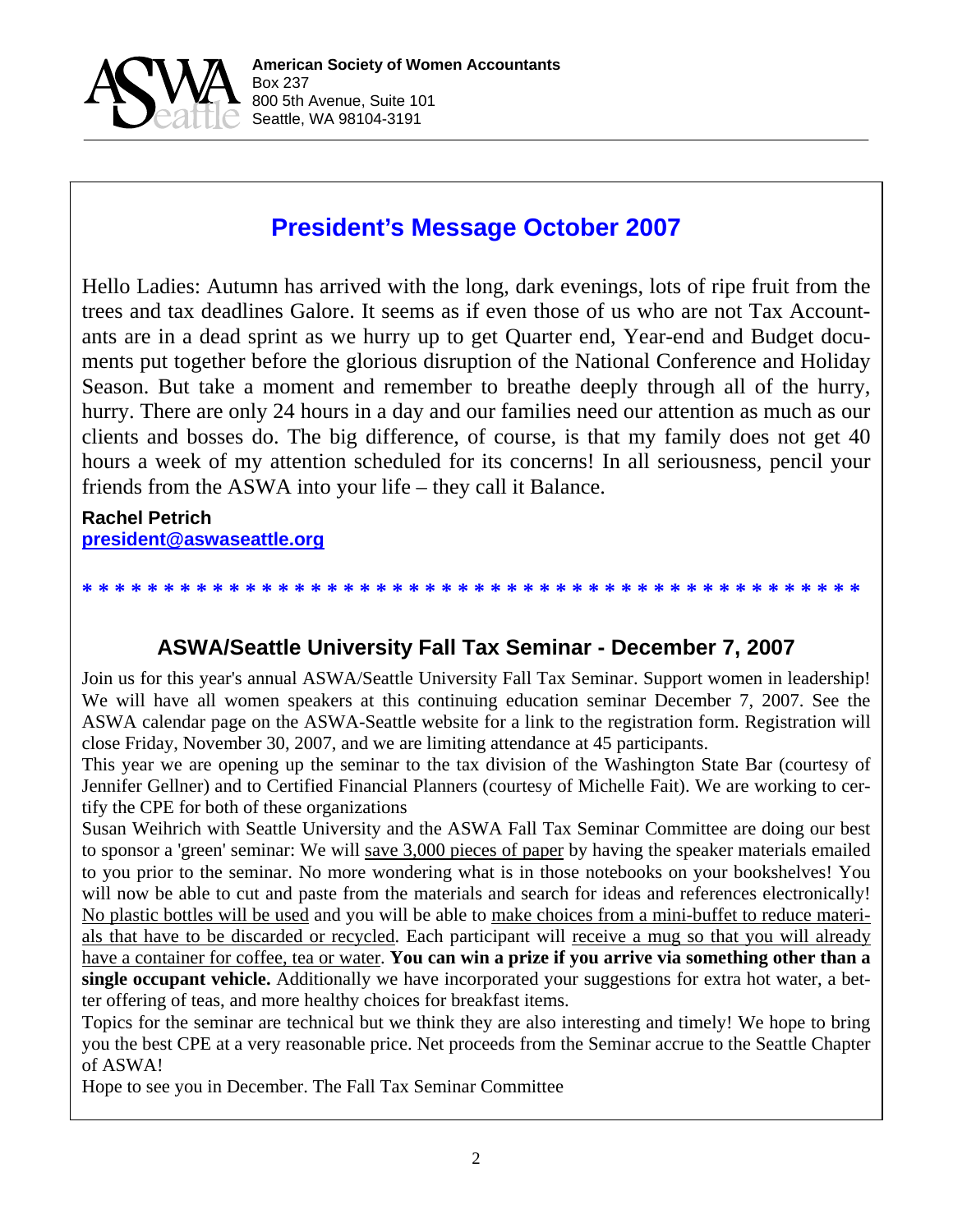**American Society of Women Accountants**
Box 237
800 5th Avenue, Suite 101
Seattle, WA 98104-3191

## President's Message October 2007

Hello Ladies: Autumn has arrived with the long, dark evenings, lots of ripe fruit from the trees and tax deadlines Galore. It seems as if even those of us who are not Tax Accountants are in a dead sprint as we hurry up to get Quarter end, Year-end and Budget documents put together before the glorious disruption of the National Conference and Holiday Season. But take a moment and remember to breathe deeply through all of the hurry, hurry. There are only 24 hours in a day and our families need our attention as much as our clients and bosses do. The big difference, of course, is that my family does not get 40 hours a week of my attention scheduled for its concerns! In all seriousness, pencil your friends from the ASWA into your life – they call it Balance.

**Rachel Petrich**
**president@aswaseattle.org**

* * * * * * * * * * * * * * * * * * * * * * * * * * * * * * * * * * * * * * * * * * * * * * * * * *

### ASWA/Seattle University Fall Tax Seminar - December 7, 2007

Join us for this year's annual ASWA/Seattle University Fall Tax Seminar. Support women in leadership! We will have all women speakers at this continuing education seminar December 7, 2007. See the ASWA calendar page on the ASWA-Seattle website for a link to the registration form. Registration will close Friday, November 30, 2007, and we are limiting attendance at 45 participants.

This year we are opening up the seminar to the tax division of the Washington State Bar (courtesy of Jennifer Gellner) and to Certified Financial Planners (courtesy of Michelle Fait). We are working to certify the CPE for both of these organizations

Susan Weihrich with Seattle University and the ASWA Fall Tax Seminar Committee are doing our best to sponsor a 'green' seminar: We will save 3,000 pieces of paper by having the speaker materials emailed to you prior to the seminar. No more wondering what is in those notebooks on your bookshelves! You will now be able to cut and paste from the materials and search for ideas and references electronically! No plastic bottles will be used and you will be able to make choices from a mini-buffet to reduce materials that have to be discarded or recycled. Each participant will receive a mug so that you will already have a container for coffee, tea or water. **You can win a prize if you arrive via something other than a single occupant vehicle.** Additionally we have incorporated your suggestions for extra hot water, a better offering of teas, and more healthy choices for breakfast items.

Topics for the seminar are technical but we think they are also interesting and timely! We hope to bring you the best CPE at a very reasonable price. Net proceeds from the Seminar accrue to the Seattle Chapter of ASWA!

Hope to see you in December. The Fall Tax Seminar Committee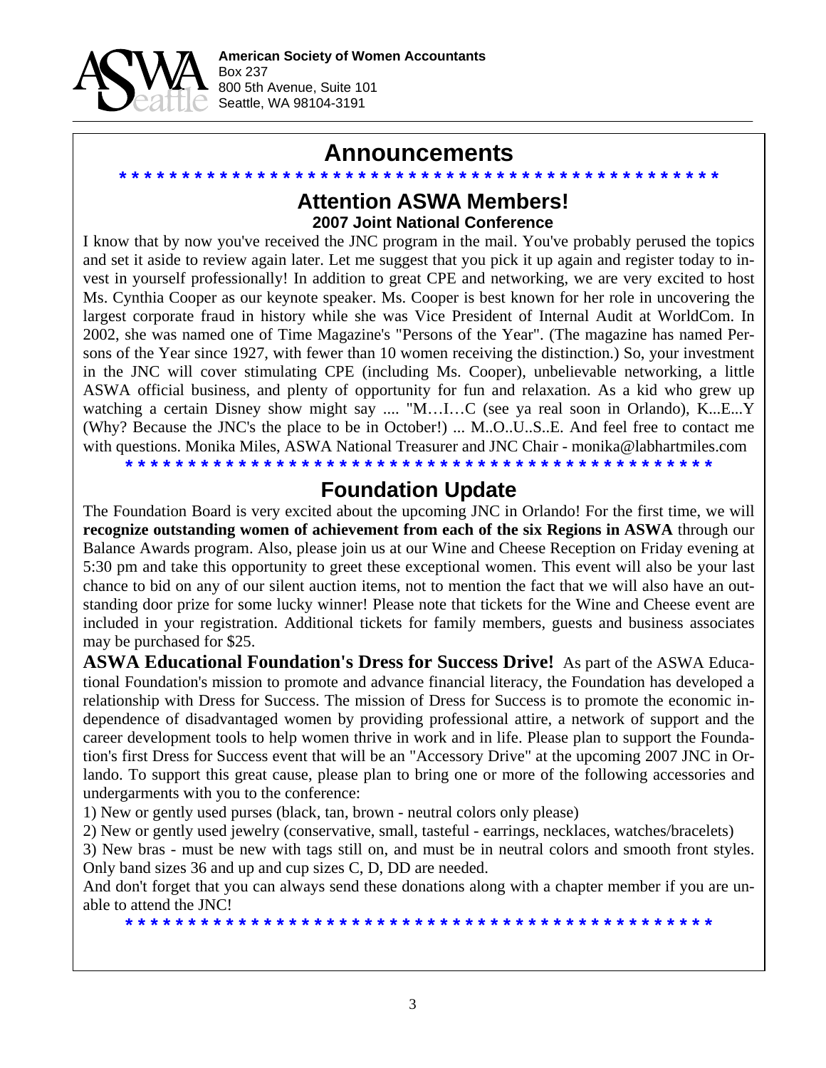**American Society of Women Accountants**
Box 237
800 5th Avenue, Suite 101
Seattle, WA 98104-3191

# Announcements

* * * * * * * * * * * * * * * * * * * * * * * * * * * * * * * * * * * * * * * * * * * * * * *

## Attention ASWA Members!

### 2007 Joint National Conference

I know that by now you've received the JNC program in the mail. You've probably perused the topics and set it aside to review again later. Let me suggest that you pick it up again and register today to invest in yourself professionally! In addition to great CPE and networking, we are very excited to host Ms. Cynthia Cooper as our keynote speaker. Ms. Cooper is best known for her role in uncovering the largest corporate fraud in history while she was Vice President of Internal Audit at WorldCom. In 2002, she was named one of Time Magazine's "Persons of the Year". (The magazine has named Persons of the Year since 1927, with fewer than 10 women receiving the distinction.) So, your investment in the JNC will cover stimulating CPE (including Ms. Cooper), unbelievable networking, a little ASWA official business, and plenty of opportunity for fun and relaxation. As a kid who grew up watching a certain Disney show might say .... "M…I…C (see ya real soon in Orlando), K...E...Y (Why? Because the JNC's the place to be in October!) ... M..O..U..S..E. And feel free to contact me with questions. Monika Miles, ASWA National Treasurer and JNC Chair - monika@labhartmiles.com

* * * * * * * * * * * * * * * * * * * * * * * * * * * * * * * * * * * * * * * * * * * * * * *

## Foundation Update

The Foundation Board is very excited about the upcoming JNC in Orlando! For the first time, we will **recognize outstanding women of achievement from each of the six Regions in ASWA** through our Balance Awards program. Also, please join us at our Wine and Cheese Reception on Friday evening at 5:30 pm and take this opportunity to greet these exceptional women. This event will also be your last chance to bid on any of our silent auction items, not to mention the fact that we will also have an outstanding door prize for some lucky winner! Please note that tickets for the Wine and Cheese event are included in your registration. Additional tickets for family members, guests and business associates may be purchased for $25.

**ASWA Educational Foundation's Dress for Success Drive!** As part of the ASWA Educational Foundation's mission to promote and advance financial literacy, the Foundation has developed a relationship with Dress for Success. The mission of Dress for Success is to promote the economic independence of disadvantaged women by providing professional attire, a network of support and the career development tools to help women thrive in work and in life. Please plan to support the Foundation's first Dress for Success event that will be an "Accessory Drive" at the upcoming 2007 JNC in Orlando. To support this great cause, please plan to bring one or more of the following accessories and undergarments with you to the conference:

1) New or gently used purses (black, tan, brown - neutral colors only please)
2) New or gently used jewelry (conservative, small, tasteful - earrings, necklaces, watches/bracelets)
3) New bras - must be new with tags still on, and must be in neutral colors and smooth front styles. Only band sizes 36 and up and cup sizes C, D, DD are needed.

And don't forget that you can always send these donations along with a chapter member if you are unable to attend the JNC!

* * * * * * * * * * * * * * * * * * * * * * * * * * * * * * * * * * * * * * * * * * * * * * *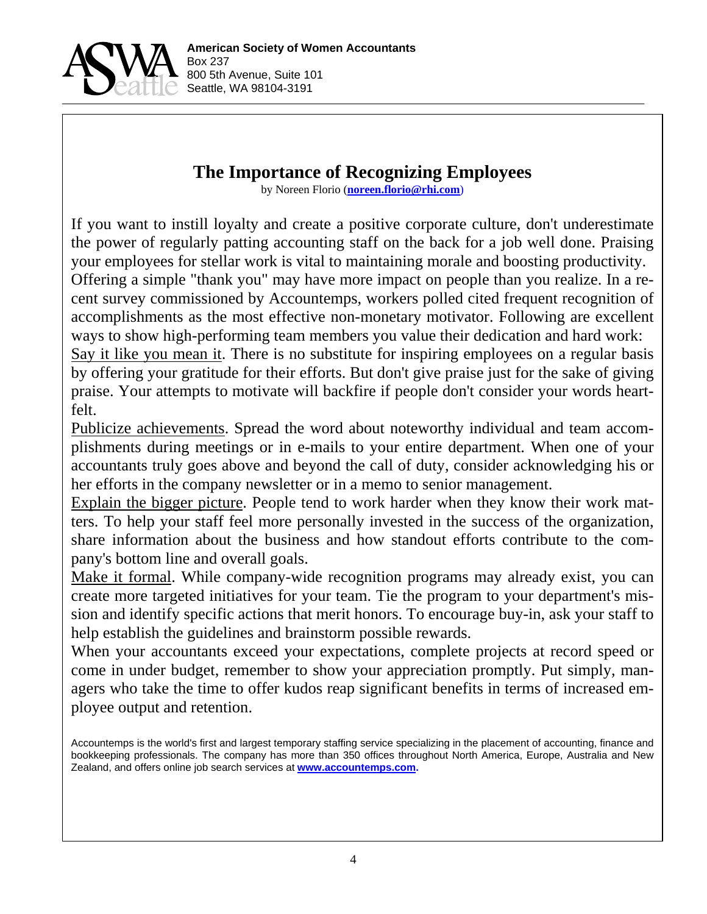**American Society of Women Accountants**
Box 237
800 5th Avenue, Suite 101
Seattle, WA 98104-3191

# The Importance of Recognizing Employees

by Noreen Florio (**noreen.florio@rhi.com**)

If you want to instill loyalty and create a positive corporate culture, don't underestimate the power of regularly patting accounting staff on the back for a job well done. Praising your employees for stellar work is vital to maintaining morale and boosting productivity.

Offering a simple "thank you" may have more impact on people than you realize. In a recent survey commissioned by Accountemps, workers polled cited frequent recognition of accomplishments as the most effective non-monetary motivator. Following are excellent ways to show high-performing team members you value their dedication and hard work:

<u>Say it like you mean it</u>. There is no substitute for inspiring employees on a regular basis by offering your gratitude for their efforts. But don't give praise just for the sake of giving praise. Your attempts to motivate will backfire if people don't consider your words heartfelt.

<u>Publicize achievements</u>. Spread the word about noteworthy individual and team accomplishments during meetings or in e-mails to your entire department. When one of your accountants truly goes above and beyond the call of duty, consider acknowledging his or her efforts in the company newsletter or in a memo to senior management.

<u>Explain the bigger picture</u>. People tend to work harder when they know their work matters. To help your staff feel more personally invested in the success of the organization, share information about the business and how standout efforts contribute to the company's bottom line and overall goals.

<u>Make it formal</u>. While company-wide recognition programs may already exist, you can create more targeted initiatives for your team. Tie the program to your department's mission and identify specific actions that merit honors. To encourage buy-in, ask your staff to help establish the guidelines and brainstorm possible rewards.

When your accountants exceed your expectations, complete projects at record speed or come in under budget, remember to show your appreciation promptly. Put simply, managers who take the time to offer kudos reap significant benefits in terms of increased employee output and retention.

Accountemps is the world's first and largest temporary staffing service specializing in the placement of accounting, finance and bookkeeping professionals. The company has more than 350 offices throughout North America, Europe, Australia and New Zealand, and offers online job search services at **www.accountemps.com**.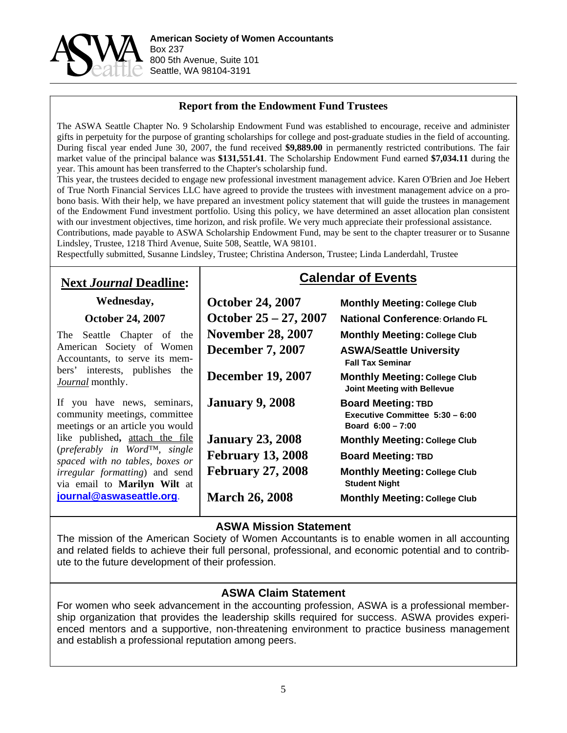**American Society of Women Accountants**
Box 237
800 5th Avenue, Suite 101
Seattle, WA 98104-3191

## Report from the Endowment Fund Trustees

The ASWA Seattle Chapter No. 9 Scholarship Endowment Fund was established to encourage, receive and administer gifts in perpetuity for the purpose of granting scholarships for college and post-graduate studies in the field of accounting. During fiscal year ended June 30, 2007, the fund received **$9,889.00** in permanently restricted contributions. The fair market value of the principal balance was **$131,551.41**. The Scholarship Endowment Fund earned **$7,034.11** during the year. This amount has been transferred to the Chapter's scholarship fund.

This year, the trustees decided to engage new professional investment management advice. Karen O'Brien and Joe Hebert of True North Financial Services LLC have agreed to provide the trustees with investment management advice on a pro-bono basis. With their help, we have prepared an investment policy statement that will guide the trustees in management of the Endowment Fund investment portfolio. Using this policy, we have determined an asset allocation plan consistent with our investment objectives, time horizon, and risk profile. We very much appreciate their professional assistance.

Contributions, made payable to ASWA Scholarship Endowment Fund, may be sent to the chapter treasurer or to Susanne Lindsley, Trustee, 1218 Third Avenue, Suite 508, Seattle, WA 98101.

Respectfully submitted, Susanne Lindsley, Trustee; Christina Anderson, Trustee; Linda Landerdahl, Trustee

## Next *Journal* Deadline:

**Wednesday,**

**October 24, 2007**

The Seattle Chapter of the American Society of Women Accountants, to serve its members' interests, publishes the *Journal* monthly.

If you have news, seminars, community meetings, committee meetings or an article you would like published**,** attach the file (*preferably in Word™, single spaced with no tables, boxes or irregular formatting*) and send via email to **Marilyn Wilt** at **journal@aswaseattle.org**.

## Calendar of Events

| | |
|---|---|
| **October 24, 2007** | **Monthly Meeting: College Club** |
| **October 25 – 27, 2007** | **National Conference: Orlando FL** |
| **November 28, 2007** | **Monthly Meeting: College Club** |
| **December 7, 2007** | **ASWA/Seattle University** **Fall Tax Seminar** |
| **December 19, 2007** | **Monthly Meeting: College Club** **Joint Meeting with Bellevue** |
| **January 9, 2008** | **Board Meeting: TBD** **Executive Committee 5:30 – 6:00** **Board 6:00 – 7:00** |
| **January 23, 2008** | **Monthly Meeting: College Club** |
| **February 13, 2008** | **Board Meeting: TBD** |
| **February 27, 2008** | **Monthly Meeting: College Club** **Student Night** |
| **March 26, 2008** | **Monthly Meeting: College Club** |

## ASWA Mission Statement

The mission of the American Society of Women Accountants is to enable women in all accounting and related fields to achieve their full personal, professional, and economic potential and to contribute to the future development of their profession.

## ASWA Claim Statement

For women who seek advancement in the accounting profession, ASWA is a professional membership organization that provides the leadership skills required for success. ASWA provides experienced mentors and a supportive, non-threatening environment to practice business management and establish a professional reputation among peers.